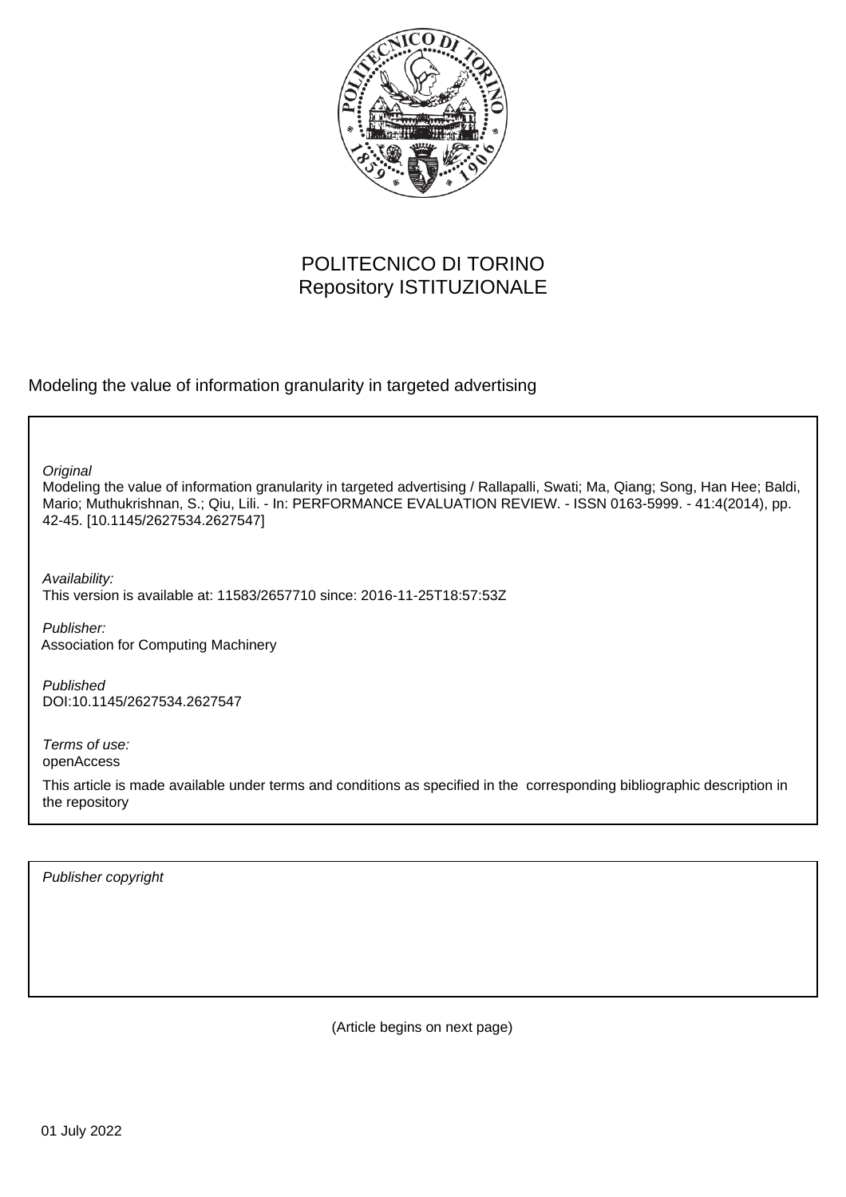POLITECNICO DI TORINO
Repository ISTITUZIONALE

Modeling the value of information granularity in targeted advertising

*Original*
Modeling the value of information granularity in targeted advertising / Rallapalli, Swati; Ma, Qiang; Song, Han Hee; Baldi, Mario; Muthukrishnan, S.; Qiu, Lili. - In: PERFORMANCE EVALUATION REVIEW. - ISSN 0163-5999. - 41:4(2014), pp. 42-45. [10.1145/2627534.2627547]

*Availability:*
This version is available at: 11583/2657710 since: 2016-11-25T18:57:53Z

*Publisher:*
Association for Computing Machinery

*Published*
DOI:10.1145/2627534.2627547

*Terms of use:*
openAccess

This article is made available under terms and conditions as specified in the corresponding bibliographic description in the repository

*Publisher copyright*

(Article begins on next page)

01 July 2022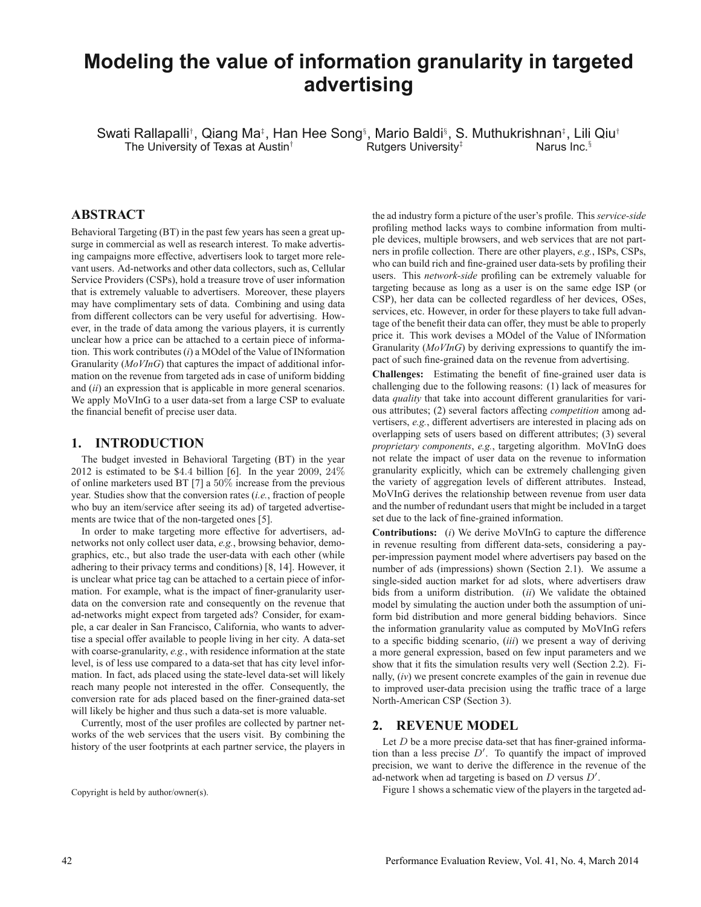# Modeling the value of information granularity in targeted advertising

Swati Rallapalli[†], Qiang Ma[‡], Han Hee Song[§], Mario Baldi[§], S. Muthukrishnan[‡], Lili Qiu[†]

The University of Texas at Austin[†] Rutgers University[‡] Narus Inc.[§]

## ABSTRACT

Behavioral Targeting (BT) in the past few years has seen a great upsurge in commercial as well as research interest. To make advertising campaigns more effective, advertisers look to target more relevant users. Ad-networks and other data collectors, such as, Cellular Service Providers (CSPs), hold a treasure trove of user information that is extremely valuable to advertisers. Moreover, these players may have complimentary sets of data. Combining and using data from different collectors can be very useful for advertising. However, in the trade of data among the various players, it is currently unclear how a price can be attached to a certain piece of information. This work contributes (*i*) a MOdel of the Value of INformation Granularity (*MoVInG*) that captures the impact of additional information on the revenue from targeted ads in case of uniform bidding and (*ii*) an expression that is applicable in more general scenarios. We apply MoVInG to a user data-set from a large CSP to evaluate the financial benefit of precise user data.

## 1. INTRODUCTION

The budget invested in Behavioral Targeting (BT) in the year 2012 is estimated to be $\$4.4$ billion [6]. In the year 2009, $24\%$ of online marketers used BT [7] a $50\%$ increase from the previous year. Studies show that the conversion rates (*i.e.*, fraction of people who buy an item/service after seeing its ad) of targeted advertisements are twice that of the non-targeted ones [5].

In order to make targeting more effective for advertisers, ad-networks not only collect user data, *e.g.*, browsing behavior, demographics, etc., but also trade the user-data with each other (while adhering to their privacy terms and conditions) [8, 14]. However, it is unclear what price tag can be attached to a certain piece of information. For example, what is the impact of finer-granularity user-data on the conversion rate and consequently on the revenue that ad-networks might expect from targeted ads? Consider, for example, a car dealer in San Francisco, California, who wants to advertise a special offer available to people living in her city. A data-set with coarse-granularity, *e.g.*, with residence information at the state level, is of less use compared to a data-set that has city level information. In fact, ads placed using the state-level data-set will likely reach many people not interested in the offer. Consequently, the conversion rate for ads placed based on the finer-grained data-set will likely be higher and thus such a data-set is more valuable.

Currently, most of the user profiles are collected by partner networks of the web services that the users visit. By combining the history of the user footprints at each partner service, the players in the ad industry form a picture of the user's profile. This *service-side* profiling method lacks ways to combine information from multiple devices, multiple browsers, and web services that are not partners in profile collection. There are other players, *e.g.*, ISPs, CSPs, who can build rich and fine-grained user data-sets by profiling their users. This *network-side* profiling can be extremely valuable for targeting because as long as a user is on the same edge ISP (or CSP), her data can be collected regardless of her devices, OSes, services, etc. However, in order for these players to take full advantage of the benefit their data can offer, they must be able to properly price it. This work devises a MOdel of the Value of INformation Granularity (*MoVInG*) by deriving expressions to quantify the impact of such fine-grained data on the revenue from advertising.

**Challenges:** Estimating the benefit of fine-grained user data is challenging due to the following reasons: (1) lack of measures for data *quality* that take into account different granularities for various attributes; (2) several factors affecting *competition* among advertisers, *e.g.*, different advertisers are interested in placing ads on overlapping sets of users based on different attributes; (3) several *proprietary components*, *e.g.*, targeting algorithm. MoVInG does not relate the impact of user data on the revenue to information granularity explicitly, which can be extremely challenging given the variety of aggregation levels of different attributes. Instead, MoVInG derives the relationship between revenue from user data and the number of redundant users that might be included in a target set due to the lack of fine-grained information.

**Contributions:** (*i*) We derive MoVInG to capture the difference in revenue resulting from different data-sets, considering a pay-per-impression payment model where advertisers pay based on the number of ads (impressions) shown (Section 2.1). We assume a single-sided auction market for ad slots, where advertisers draw bids from a uniform distribution. (*ii*) We validate the obtained model by simulating the auction under both the assumption of uniform bid distribution and more general bidding behaviors. Since the information granularity value as computed by MoVInG refers to a specific bidding scenario, (*iii*) we present a way of deriving a more general expression, based on few input parameters and we show that it fits the simulation results very well (Section 2.2). Finally, (*iv*) we present concrete examples of the gain in revenue due to improved user-data precision using the traffic trace of a large North-American CSP (Section 3).

## 2. REVENUE MODEL

Let $D$ be a more precise data-set that has finer-grained information than a less precise $D'$. To quantify the impact of improved precision, we want to derive the difference in the revenue of the ad-network when ad targeting is based on $D$ versus $D'$.

Figure 1 shows a schematic view of the players in the targeted ad-

Copyright is held by author/owner(s).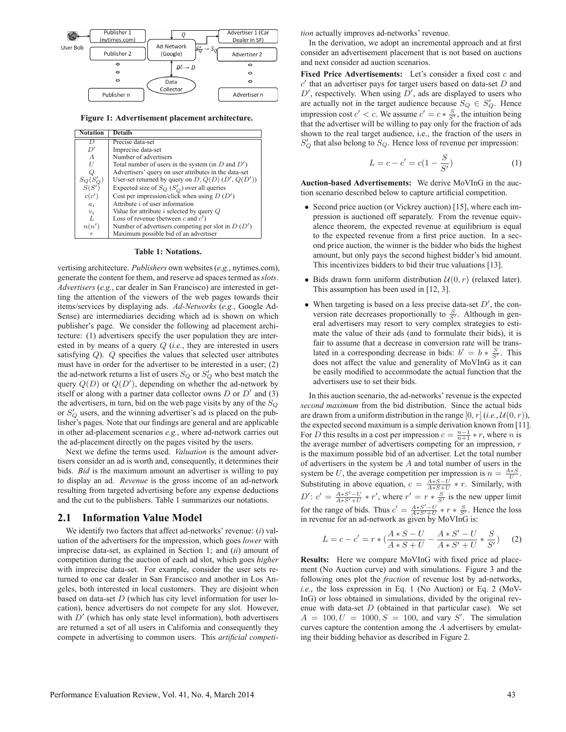Figure 1: Advertisement placement architecture.

| Notation | Details |
|---|---|
| $D$ | Precise data-set |
| $D'$ | Imprecise data-set |
| $A$ | Number of advertisers |
| $U$ | Total number of users in the system (in $D$ and $D'$) |
| $Q$ | Advertisers' query on user attributes in the data-set |
| $S_Q (S'_Q)$ | User-set returned by query on $D$, $Q(D)$ ($D'$, $Q(D')$) |
| $S(S')$ | Expected size of $S_Q$ ($S'_Q$) over all queries |
| $c(c')$ | Cost per impression/click when using $D$ ($D'$) |
| $a_i$ | Attribute $i$ of user information |
| $v_i$ | Value for attribute $i$ selected by query $Q$ |
| $L$ | Loss of revenue (between $c$ and $c'$) |
| $n(n')$ | Number of advertisers competing per slot in $D$ ($D'$) |
| $r$ | Maximum possible bid of an advertiser |

**Table 1: Notations.**

vertising architecture. *Publishers* own websites (*e.g.*, nytimes.com), generate the content for them, and reserve ad spaces termed as *slots*. *Advertisers* (*e.g.*, car dealer in San Francisco) are interested in getting the attention of the viewers of the web pages towards their items/services by displaying ads. *Ad-Networks* (*e.g.*, Google AdSense) are intermediaries deciding which ad is shown on which publisher's page. We consider the following ad placement architecture: (1) advertisers specify the user population they are interested in by means of a query $Q$ (*i.e.*, they are interested in users satisfying $Q$). $Q$ specifies the values that selected user attributes must have in order for the advertiser to be interested in a user; (2) the ad-network returns a list of users $S_Q$ or $S'_Q$ who best match the query $Q(D)$ or $Q(D')$, depending on whether the ad-network by itself or along with a partner data collector owns $D$ or $D'$ and (3) the advertisers, in turn, bid on the web page visits by any of the $S_Q$ or $S'_Q$ users, and the winning advertiser's ad is placed on the publisher's pages. Note that our findings are general and are applicable in other ad-placement scenarios *e.g.*, where ad-network carries out the ad-placement directly on the pages visited by the users.

Next we define the terms used. *Valuation* is the amount advertisers consider an ad is worth and, consequently, it determines their bids. *Bid* is the maximum amount an advertiser is willing to pay to display an ad. *Revenue* is the gross income of an ad-network resulting from targeted advertising before any expense deductions and the cut to the publishers. Table 1 summarizes our notations.

## 2.1 Information Value Model

We identify two factors that affect ad-networks' revenue: (*i*) valuation of the advertisers for the impression, which goes *lower* with imprecise data-set, as explained in Section 1; and (*ii*) amount of competition during the auction of each ad slot, which goes *higher* with imprecise data-set. For example, consider the user sets returned to one car dealer in San Francisco and another in Los Angeles, both interested in local customers. They are disjoint when based on data-set $D$ (which has city level information for user location), hence advertisers do not compete for any slot. However, with $D'$ (which has only state level information), both advertisers are returned a set of all users in California and consequently they compete in advertising to common users. This *artificial competition* actually improves ad-networks' revenue.

In the derivation, we adopt an incremental approach and at first consider an advertisement placement that is not based on auctions and next consider ad auction scenarios.

**Fixed Price Advertisements:** Let's consider a fixed cost $c$ and $c'$ that an advertiser pays for target users based on data-set $D$ and $D'$, respectively. When using $D'$, ads are displayed to users who are actually not in the target audience because $S_Q \in S'_Q$. Hence impression cost $c' < c$. We assume $c' = c * \frac{S}{S'}$, the intuition being that the advertiser will be willing to pay only for the fraction of ads shown to the real target audience, i.e., the fraction of the users in $S'_Q$ that also belong to $S_Q$. Hence loss of revenue per impression:

$$L = c - c' = c(1 - \frac{S}{S'}) \tag{1}$$

**Auction-based Advertisements:** We derive MoVInG in the auction scenario described below to capture artificial competition.

- Second price auction (or Vickrey auction) [15], where each impression is auctioned off separately. From the revenue equivalence theorem, the expected revenue at equilibrium is equal to the expected revenue from a first price auction. In a second price auction, the winner is the bidder who bids the highest amount, but only pays the second highest bidder's bid amount. This incentivizes bidders to bid their true valuations [13].
- Bids drawn form uniform distribution $\mathcal{U}(0, r)$ (relaxed later). This assumption has been used in [12, 3].
- When targeting is based on a less precise data-set $D'$, the conversion rate decreases proportionally to $\frac{S}{S'}$. Although in general advertisers may resort to very complex strategies to estimate the value of their ads (and to formulate their bids), it is fair to assume that a decrease in conversion rate will be translated in a corresponding decrease in bids: $b' = b * \frac{S}{S'}$. This does not affect the value and generality of MoVInG as it can be easily modified to accommodate the actual function that the advertisers use to set their bids.

In this auction scenario, the ad-networks' revenue is the expected *second maximum* from the bid distribution. Since the actual bids are drawn from a uniform distribution in the range $[0, r]$ (*i.e.*, $\mathcal{U}(0, r)$), the expected second maximum is a simple derivation known from [11]. For $D$ this results in a cost per impression $c = \frac{n-1}{n+1} * r$, where $n$ is the average number of advertisers competing for an impression, $r$ is the maximum possible bid of an advertiser. Let the total number of advertisers in the system be $A$ and total number of users in the system be $U$, the average competition per impression is $n = \frac{A*S}{U}$. Substituting in above equation, $c = \frac{A*S-U}{A*S+U} * r$. Similarly, with $D'$: $c' = \frac{A*S'-U}{A*S'+U} * r'$, where $r' = r * \frac{S}{S'}$ is the new upper limit for the range of bids. Thus $c' = \frac{A*S'-U}{A*S'+U} * r * \frac{S}{S'}$. Hence the loss in revenue for an ad-network as given by MoVInG is:

$$L = c - c' = r * (\frac{A*S-U}{A*S+U} - \frac{A*S'-U}{A*S'+U} * \frac{S}{S'}) \tag{2}$$

**Results:** Here we compare MoVInG with fixed price ad placement (No Auction curve) and with simulations. Figure 3 and the following ones plot the *fraction* of revenue lost by ad-networks, *i.e.*, the loss expression in Eq. 1 (No Auction) or Eq. 2 (MoVInG) or loss obtained in simulations, divided by the original revenue with data-set $D$ (obtained in that particular case). We set $A = 100, U = 1000, S = 100$, and vary $S'$. The simulation curves capture the contention among the $A$ advertisers by emulating their bidding behavior as described in Figure 2.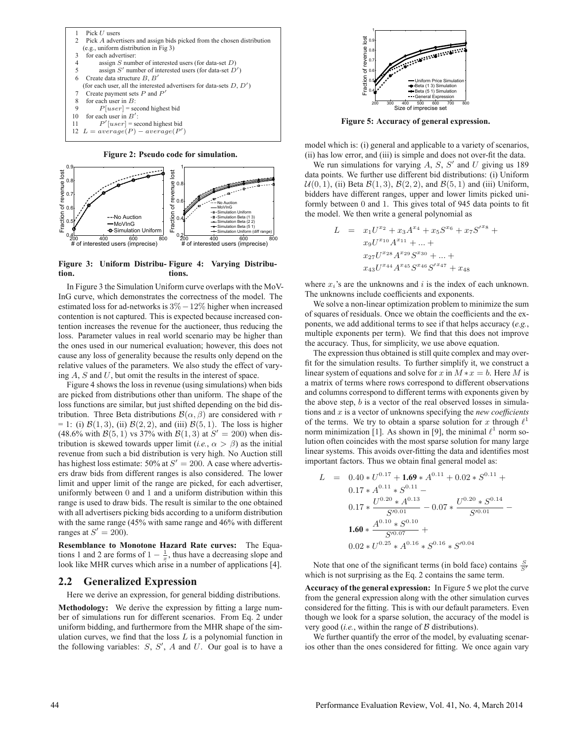```
1  Pick U users
2  Pick A advertisers and assign bids picked from the chosen distribution
   (e.g., uniform distribution in Fig 3)
3  for each advertiser:
4      assign S number of interested users (for data-set D)
5      assign S' number of interested users (for data-set D')
6  Create data structure B, B'
   (for each user, all the interested advertisers for data-sets D, D')
7  Create payment sets P and P'
8  for each user in B:
9      P[user] = second highest bid
10 for each user in B':
11     P'[user] = second highest bid
12 L = average(P) − average(P')
```

**Figure 2: Pseudo code for simulation.**

**Figure 3: Uniform Distribution.**

**Figure 4: Varying Distributions.**

In Figure 3 the Simulation Uniform curve overlaps with the MoVInG curve, which demonstrates the correctness of the model. The estimated loss for ad-networks is $3\% - 12\%$ higher when increased contention is not captured. This is expected because increased contention increases the revenue for the auctioneer, thus reducing the loss. Parameter values in real world scenario may be higher than the ones used in our numerical evaluation; however, this does not cause any loss of generality because the results only depend on the relative values of the parameters. We also study the effect of varying $A$, $S$ and $U$, but omit the results in the interest of space.

Figure 4 shows the loss in revenue (using simulations) when bids are picked from distributions other than uniform. The shape of the loss functions are similar, but just shifted depending on the bid distribution. Three Beta distributions $\mathcal{B}(\alpha, \beta)$ are considered with $r = 1$: (i) $\mathcal{B}(1, 3)$, (ii) $\mathcal{B}(2, 2)$, and (iii) $\mathcal{B}(5, 1)$. The loss is higher (48.6% with $\mathcal{B}(5, 1)$ vs 37% with $\mathcal{B}(1, 3)$ at $S' = 200$) when distribution is skewed towards upper limit (*i.e.*, $\alpha > \beta$) as the initial revenue from such a bid distribution is very high. No Auction still has highest loss estimate: 50% at $S' = 200$. A case where advertisers draw bids from different ranges is also considered. The lower limit and upper limit of the range are picked, for each advertiser, uniformly between 0 and 1 and a uniform distribution within this range is used to draw bids. The result is similar to the one obtained with all advertisers picking bids according to a uniform distribution with the same range (45% with same range and 46% with different ranges at $S' = 200$).

**Resemblance to Monotone Hazard Rate curves:** The Equations 1 and 2 are forms of $1 - \frac{1}{x}$, thus have a decreasing slope and look like MHR curves which arise in a number of applications [4].

## 2.2 Generalized Expression

Here we derive an expression, for general bidding distributions.

**Methodology:** We derive the expression by fitting a large number of simulations run for different scenarios. From Eq. 2 under uniform bidding, and furthermore from the MHR shape of the simulation curves, we find that the loss $L$ is a polynomial function in the following variables: $S$, $S'$, $A$ and $U$. Our goal is to have a model which is: (i) general and applicable to a variety of scenarios, (ii) has low error, and (iii) is simple and does not over-fit the data.

We run simulations for varying $A$, $S$, $S'$ and $U$ giving us 189 data points. We further use different bid distributions: (i) Uniform $\mathcal{U}(0, 1)$, (ii) Beta $\mathcal{B}(1, 3)$, $\mathcal{B}(2, 2)$, and $\mathcal{B}(5, 1)$ and (iii) Uniform, bidders have different ranges, upper and lower limits picked uniformly between 0 and 1. This gives total of 945 data points to fit the model. We then write a general polynomial as

$$
\begin{aligned}
L \;=\; & x_1 U^{x_2} + x_3 A^{x_4} + x_5 S^{x_6} + x_7 S'^{x_8} + \\
& x_9 U^{x_{10}} A^{x_{11}} + \ldots + \\
& x_{27} U^{x_{28}} A^{x_{29}} S^{x_{30}} + \ldots + \\
& x_{43} U^{x_{44}} A^{x_{45}} S^{x_{46}} S'^{x_{47}} + x_{48}
\end{aligned}
$$

where $x_i$'s are the unknowns and $i$ is the index of each unknown. The unknowns include coefficients and exponents.

We solve a non-linear optimization problem to minimize the sum of squares of residuals. Once we obtain the coefficients and the exponents, we add additional terms to see if that helps accuracy (*e.g.*, multiple exponents per term). We find that this does not improve the accuracy. Thus, for simplicity, we use above equation.

The expression thus obtained is still quite complex and may overfit for the simulation results. To further simplify it, we construct a linear system of equations and solve for $x$ in $M * x = b$. Here $M$ is a matrix of terms where rows correspond to different observations and columns correspond to different terms with exponents given by the above step, $b$ is a vector of the real observed losses in simulations and $x$ is a vector of unknowns specifying the *new coefficients* of the terms. We try to obtain a sparse solution for $x$ through $\ell^1$ norm minimization [1]. As shown in [9], the minimal $\ell^1$ norm solution often coincides with the most sparse solution for many large linear systems. This avoids over-fitting the data and identifies most important factors. Thus we obtain final general model as:

$$
\begin{aligned}
L \;=\; & 0.40 * U^{0.17} + \mathbf{1.69} * A^{0.11} + 0.02 * S^{0.11} + \\
& 0.17 * A^{0.11} * S^{0.11} - \\
& 0.17 * \frac{U^{0.20} * A^{0.13}}{S'^{0.01}} - 0.07 * \frac{U^{0.20} * S^{0.14}}{S'^{0.01}} - \\
& \mathbf{1.60} * \frac{A^{0.10} * S^{0.10}}{S'^{0.07}} + \\
& 0.02 * U^{0.25} * A^{0.16} * S^{0.16} * S'^{0.04}
\end{aligned}
$$

Note that one of the significant terms (in bold face) contains $\frac{S}{S'}$ which is not surprising as the Eq. 2 contains the same term.

**Accuracy of the general expression:** In Figure 5 we plot the curve from the general expression along with the other simulation curves considered for the fitting. This is with our default parameters. Even though we look for a sparse solution, the accuracy of the model is very good (*i.e.*, within the range of $\mathcal{B}$ distributions).

**Figure 5: Accuracy of general expression.**

We further quantify the error of the model, by evaluating scenarios other than the ones considered for fitting. We once again vary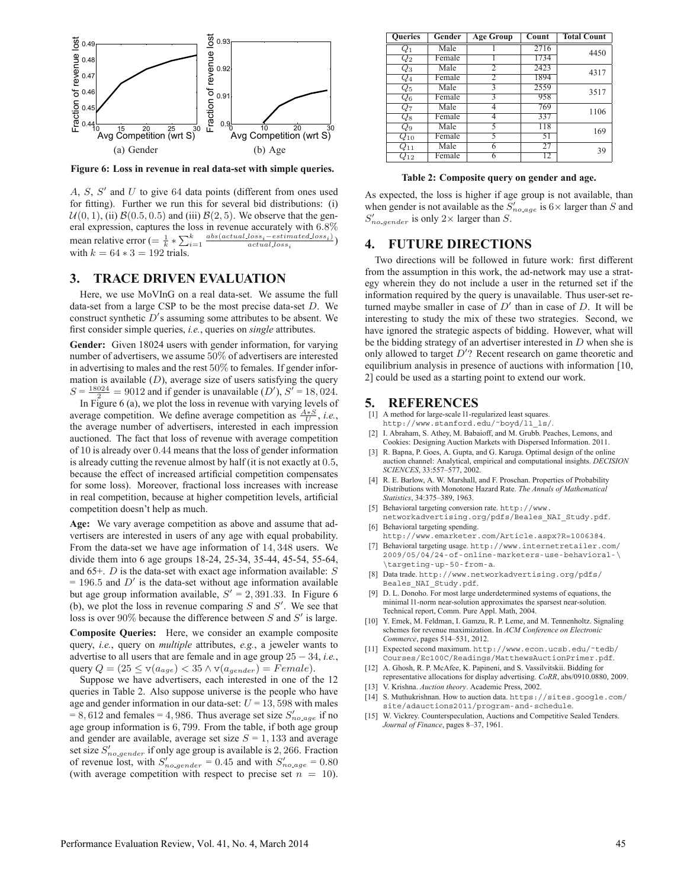Fraction of revenue lost

0.49
0.48
0.47
0.46
0.45
0.44

10 15 20 25 30

Avg Competition (wrt S)

(a) Gender

Fraction of revenue lost

0.93
0.92
0.91
0.9

0 10 20 30

Avg Competition (wrt S)

(b) Age

**Figure 6: Loss in revenue in real data-set with simple queries.**

$A$, $S$, $S'$ and $U$ to give 64 data points (different from ones used for fitting). Further we run this for several bid distributions: (i) $\mathcal{U}(0,1)$, (ii) $\mathcal{B}(0.5, 0.5)$ and (iii) $\mathcal{B}(2, 5)$. We observe that the general expression, captures the loss in revenue accurately with $6.8\%$ mean relative error ($= \frac{1}{k} * \sum_{i=1}^{k} \frac{abs(actual\_loss_i - estimated\_loss_i)}{actual\_loss_i}$) with $k = 64 * 3 = 192$ trials.

## 3. TRACE DRIVEN EVALUATION

Here, we use MoVInG on a real data-set. We assume the full data-set from a large CSP to be the most precise data-set $D$. We construct synthetic $D'$s assuming some attributes to be absent. We first consider simple queries, *i.e.*, queries on *single* attributes.

**Gender:** Given 18024 users with gender information, for varying number of advertisers, we assume $50\%$ of advertisers are interested in advertising to males and the rest $50\%$ to females. If gender information is available ($D$), average size of users satisfying the query $S = \frac{18024}{2} = 9012$ and if gender is unavailable ($D'$), $S' = 18,024$.

In Figure 6 (a), we plot the loss in revenue with varying levels of average competition. We define average competition as $\frac{A*S}{U}$, *i.e.*, the average number of advertisers, interested in each impression auctioned. The fact that loss of revenue with average competition of 10 is already over $0.44$ means that the loss of gender information is already cutting the revenue almost by half (it is not exactly at $0.5$, because the effect of increased artificial competition compensates for some loss). Moreover, fractional loss increases with increase in real competition, because at higher competition levels, artificial competition doesn't help as much.

**Age:** We vary average competition as above and assume that advertisers are interested in users of any age with equal probability. From the data-set we have age information of $14,348$ users. We divide them into 6 age groups 18-24, 25-34, 35-44, 45-54, 55-64, and 65+. $D$ is the data-set with exact age information available: $S = 196.5$ and $D'$ is the data-set without age information available but age group information available, $S' = 2,391.33$. In Figure 6 (b), we plot the loss in revenue comparing $S$ and $S'$. We see that loss is over $90\%$ because the difference between $S$ and $S'$ is large.

**Composite Queries:** Here, we consider an example composite query, *i.e.*, query on *multiple* attributes, *e.g.*, a jeweler wants to advertise to all users that are female and in age group $25-34$, *i.e.*, query $Q = (25 \leq \mathrm{v}(a_{age}) < 35 \wedge \mathrm{v}(a_{gender}) = Female)$.

Suppose we have advertisers, each interested in one of the 12 queries in Table 2. Also suppose universe is the people who have age and gender information in our data-set: $U = 13,598$ with males $= 8,612$ and females $= 4,986$. Thus average set size $S'_{no\_age}$ if no age group information is $6,799$. From the table, if both age group and gender are available, average set size $S = 1,133$ and average set size $S'_{no\_gender}$ if only age group is available is $2,266$. Fraction of revenue lost, with $S'_{no\_gender} = 0.45$ and with $S'_{no\_age} = 0.80$ (with average competition with respect to precise set $n = 10$).

| Queries | Gender | Age Group | Count | Total Count |
|---|---|---|---|---|
| $Q_1$ | Male | 1 | 2716 | 4450 |
| $Q_2$ | Female | 1 | 1734 | |
| $Q_3$ | Male | 2 | 2423 | 4317 |
| $Q_4$ | Female | 2 | 1894 | |
| $Q_5$ | Male | 3 | 2559 | 3517 |
| $Q_6$ | Female | 3 | 958 | |
| $Q_7$ | Male | 4 | 769 | 1106 |
| $Q_8$ | Female | 4 | 337 | |
| $Q_9$ | Male | 5 | 118 | 169 |
| $Q_{10}$ | Female | 5 | 51 | |
| $Q_{11}$ | Male | 6 | 27 | 39 |
| $Q_{12}$ | Female | 6 | 12 | |

**Table 2: Composite query on gender and age.**

As expected, the loss is higher if age group is not available, than when gender is not available as the $S'_{no\_age}$ is $6\times$ larger than $S$ and $S'_{no\_gender}$ is only $2\times$ larger than $S$.

## 4. FUTURE DIRECTIONS

Two directions will be followed in future work: first different from the assumption in this work, the ad-network may use a strategy wherein they do not include a user in the returned set if the information required by the query is unavailable. Thus user-set returned maybe smaller in case of $D'$ than in case of $D$. It will be interesting to study the mix of these two strategies. Second, we have ignored the strategic aspects of bidding. However, what will be the bidding strategy of an advertiser interested in $D$ when she is only allowed to target $D'$? Recent research on game theoretic and equilibrium analysis in presence of auctions with information [10, 2] could be used as a starting point to extend our work.

## 5. REFERENCES

[1] A method for large-scale l1-regularized least squares. http://www.stanford.edu/~boyd/l1_ls/.

[2] I. Abraham, S. Athey, M. Babaioff, and M. Grubb. Peaches, Lemons, and Cookies: Designing Auction Markets with Dispersed Information. 2011.

[3] R. Bapna, P. Goes, A. Gupta, and G. Karuga. Optimal design of the online auction channel: Analytical, empirical and computational insights. *DECISION SCIENCES*, 33:557–577, 2002.

[4] R. E. Barlow, A. W. Marshall, and F. Proschan. Properties of Probability Distributions with Monotone Hazard Rate. *The Annals of Mathematical Statistics*, 34:375–389, 1963.

[5] Behavioral targeting conversion rate. http://www.networkadvertising.org/pdfs/Beales_NAI_Study.pdf.

[6] Behavioral targeting spending. http://www.emarketer.com/Article.aspx?R=1006384.

[7] Behavioral targeting usage. http://www.internetretailer.com/2009/05/04/24-of-online-marketers-use-behavioral-\targeting-up-50-from-a.

[8] Data trade. http://www.networkadvertising.org/pdfs/Beales_NAI_Study.pdf.

[9] D. L. Donoho. For most large underdetermined systems of equations, the minimal l1-norm near-solution approximates the sparsest near-solution. Technical report, Comm. Pure Appl. Math, 2004.

[10] Y. Emek, M. Feldman, I. Gamzu, R. P. Leme, and M. Tennenholtz. Signaling schemes for revenue maximization. In *ACM Conference on Electronic Commerce*, pages 514–531, 2012.

[11] Expected second maximum. http://www.econ.ucsb.edu/~tedb/Courses/Ec100C/Readings/MatthewsAuctionPrimer.pdf.

[12] A. Ghosh, R. P. McAfee, K. Papineni, and S. Vassilvitskii. Bidding for representative allocations for display advertising. *CoRR*, abs/0910.0880, 2009.

[13] V. Krishna. *Auction theory*. Academic Press, 2002.

[14] S. Muthukrishnan. How to auction data. https://sites.google.com/site/adauctions2011/program-and-schedule.

[15] W. Vickrey. Counterspeculation, Auctions and Competitive Sealed Tenders. *Journal of Finance*, pages 8–37, 1961.